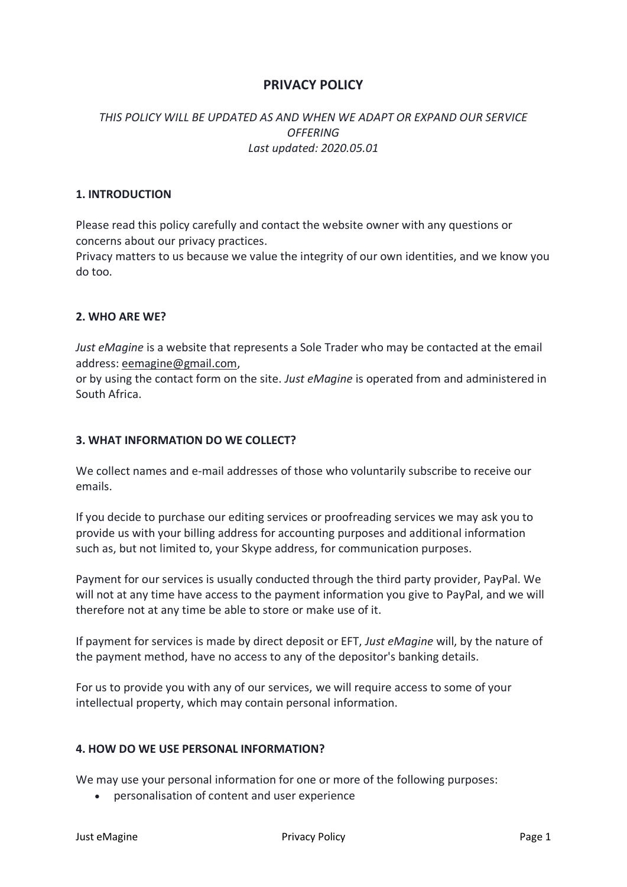# PRIVACY POLICY

*THIS POLICY WILL BE UPDATED AS AND WHEN WE ADAPT OR EXPAND OUR SERVICE OFFERING*
*Last updated: 2020.05.01*

## 1. INTRODUCTION

Please read this policy carefully and contact the website owner with any questions or concerns about our privacy practices.
Privacy matters to us because we value the integrity of our own identities, and we know you do too.

## 2. WHO ARE WE?

*Just eMagine* is a website that represents a Sole Trader who may be contacted at the email address: eemagine@gmail.com,
or by using the contact form on the site. *Just eMagine* is operated from and administered in South Africa.

## 3. WHAT INFORMATION DO WE COLLECT?

We collect names and e-mail addresses of those who voluntarily subscribe to receive our emails.

If you decide to purchase our editing services or proofreading services we may ask you to provide us with your billing address for accounting purposes and additional information such as, but not limited to, your Skype address, for communication purposes.

Payment for our services is usually conducted through the third party provider, PayPal. We will not at any time have access to the payment information you give to PayPal, and we will therefore not at any time be able to store or make use of it.

If payment for services is made by direct deposit or EFT, *Just eMagine* will, by the nature of the payment method, have no access to any of the depositor's banking details.

For us to provide you with any of our services, we will require access to some of your intellectual property, which may contain personal information.

## 4. HOW DO WE USE PERSONAL INFORMATION?

We may use your personal information for one or more of the following purposes:

- personalisation of content and user experience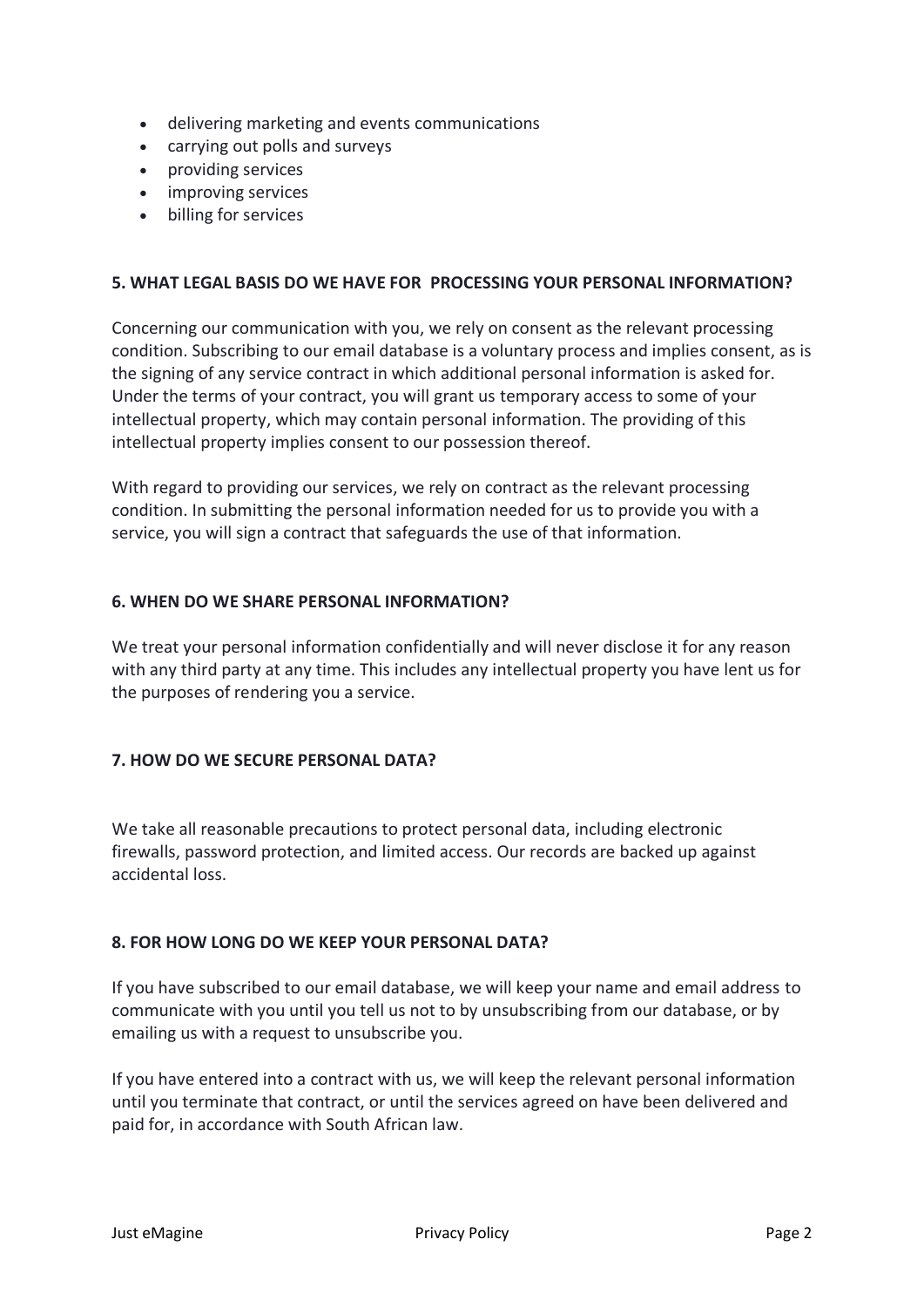- delivering marketing and events communications
- carrying out polls and surveys
- providing services
- improving services
- billing for services

## 5. WHAT LEGAL BASIS DO WE HAVE FOR PROCESSING YOUR PERSONAL INFORMATION?

Concerning our communication with you, we rely on consent as the relevant processing condition. Subscribing to our email database is a voluntary process and implies consent, as is the signing of any service contract in which additional personal information is asked for. Under the terms of your contract, you will grant us temporary access to some of your intellectual property, which may contain personal information. The providing of this intellectual property implies consent to our possession thereof.

With regard to providing our services, we rely on contract as the relevant processing condition. In submitting the personal information needed for us to provide you with a service, you will sign a contract that safeguards the use of that information.

## 6. WHEN DO WE SHARE PERSONAL INFORMATION?

We treat your personal information confidentially and will never disclose it for any reason with any third party at any time. This includes any intellectual property you have lent us for the purposes of rendering you a service.

## 7. HOW DO WE SECURE PERSONAL DATA?

We take all reasonable precautions to protect personal data, including electronic firewalls, password protection, and limited access. Our records are backed up against accidental loss.

## 8. FOR HOW LONG DO WE KEEP YOUR PERSONAL DATA?

If you have subscribed to our email database, we will keep your name and email address to communicate with you until you tell us not to by unsubscribing from our database, or by emailing us with a request to unsubscribe you.

If you have entered into a contract with us, we will keep the relevant personal information until you terminate that contract, or until the services agreed on have been delivered and paid for, in accordance with South African law.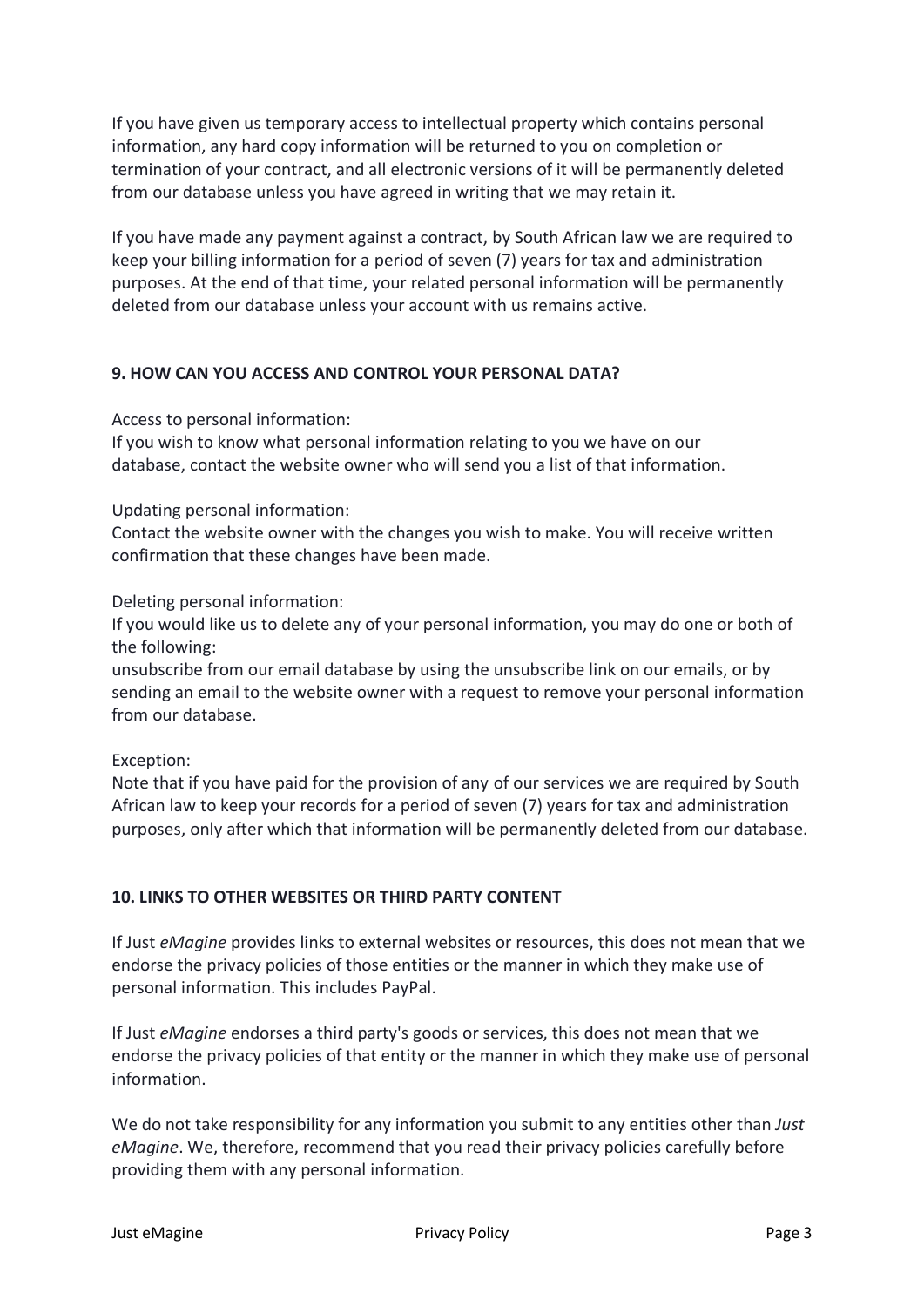If you have given us temporary access to intellectual property which contains personal information, any hard copy information will be returned to you on completion or termination of your contract, and all electronic versions of it will be permanently deleted from our database unless you have agreed in writing that we may retain it.

If you have made any payment against a contract, by South African law we are required to keep your billing information for a period of seven (7) years for tax and administration purposes. At the end of that time, your related personal information will be permanently deleted from our database unless your account with us remains active.

## 9. HOW CAN YOU ACCESS AND CONTROL YOUR PERSONAL DATA?

Access to personal information:
If you wish to know what personal information relating to you we have on our database, contact the website owner who will send you a list of that information.

Updating personal information:
Contact the website owner with the changes you wish to make. You will receive written confirmation that these changes have been made.

Deleting personal information:
If you would like us to delete any of your personal information, you may do one or both of the following:
unsubscribe from our email database by using the unsubscribe link on our emails, or by sending an email to the website owner with a request to remove your personal information from our database.

Exception:
Note that if you have paid for the provision of any of our services we are required by South African law to keep your records for a period of seven (7) years for tax and administration purposes, only after which that information will be permanently deleted from our database.

## 10. LINKS TO OTHER WEBSITES OR THIRD PARTY CONTENT

If Just *eMagine* provides links to external websites or resources, this does not mean that we endorse the privacy policies of those entities or the manner in which they make use of personal information. This includes PayPal.

If Just *eMagine* endorses a third party's goods or services, this does not mean that we endorse the privacy policies of that entity or the manner in which they make use of personal information.

We do not take responsibility for any information you submit to any entities other than *Just eMagine*. We, therefore, recommend that you read their privacy policies carefully before providing them with any personal information.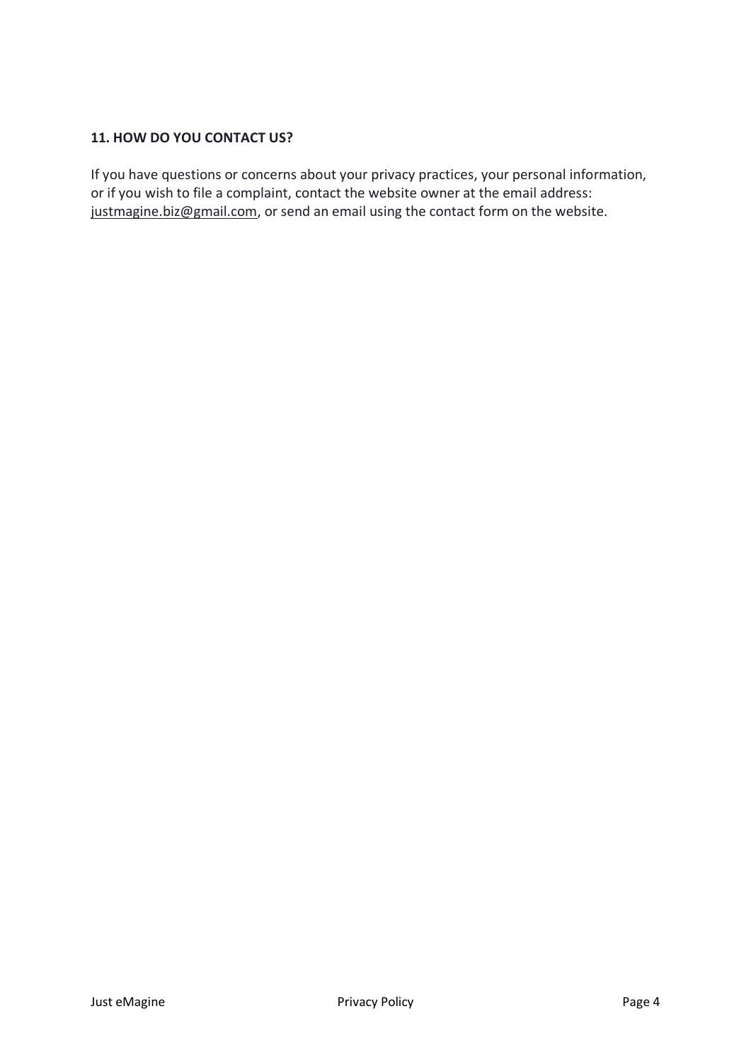**11. HOW DO YOU CONTACT US?**

If you have questions or concerns about your privacy practices, your personal information, or if you wish to file a complaint, contact the website owner at the email address: justmagine.biz@gmail.com, or send an email using the contact form on the website.